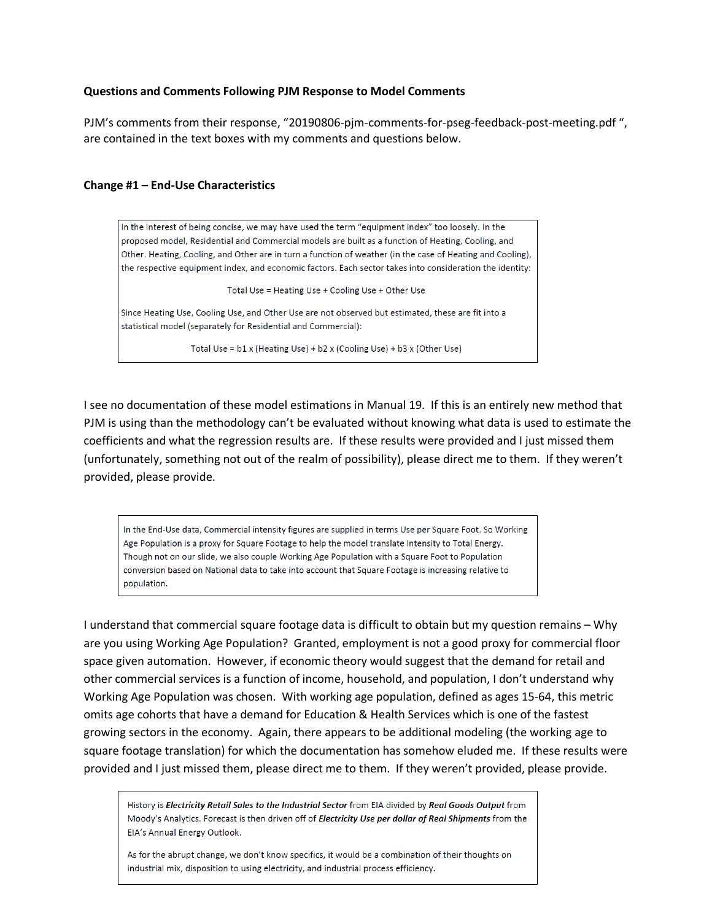**Questions and Comments Following PJM Response to Model Comments**

PJM's comments from their response, "20190806-pjm-comments-for-pseg-feedback-post-meeting.pdf ", are contained in the text boxes with my comments and questions below.

**Change #1 – End-Use Characteristics**

> In the interest of being concise, we may have used the term "equipment index" too loosely. In the proposed model, Residential and Commercial models are built as a function of Heating, Cooling, and Other. Heating, Cooling, and Other are in turn a function of weather (in the case of Heating and Cooling), the respective equipment index, and economic factors. Each sector takes into consideration the identity:
>
> Total Use = Heating Use + Cooling Use + Other Use
>
> Since Heating Use, Cooling Use, and Other Use are not observed but estimated, these are fit into a statistical model (separately for Residential and Commercial):
>
> Total Use = b1 x (Heating Use) + b2 x (Cooling Use) + b3 x (Other Use)

I see no documentation of these model estimations in Manual 19. If this is an entirely new method that PJM is using than the methodology can't be evaluated without knowing what data is used to estimate the coefficients and what the regression results are. If these results were provided and I just missed them (unfortunately, something not out of the realm of possibility), please direct me to them. If they weren't provided, please provide.

> In the End-Use data, Commercial intensity figures are supplied in terms Use per Square Foot. So Working Age Population is a proxy for Square Footage to help the model translate Intensity to Total Energy. Though not on our slide, we also couple Working Age Population with a Square Foot to Population conversion based on National data to take into account that Square Footage is increasing relative to population.

I understand that commercial square footage data is difficult to obtain but my question remains – Why are you using Working Age Population? Granted, employment is not a good proxy for commercial floor space given automation. However, if economic theory would suggest that the demand for retail and other commercial services is a function of income, household, and population, I don't understand why Working Age Population was chosen. With working age population, defined as ages 15-64, this metric omits age cohorts that have a demand for Education & Health Services which is one of the fastest growing sectors in the economy. Again, there appears to be additional modeling (the working age to square footage translation) for which the documentation has somehow eluded me. If these results were provided and I just missed them, please direct me to them. If they weren't provided, please provide.

> History is ***Electricity Retail Sales to the Industrial Sector*** from EIA divided by ***Real Goods Output*** from Moody's Analytics. Forecast is then driven off of ***Electricity Use per dollar of Real Shipments*** from the EIA's Annual Energy Outlook.
>
> As for the abrupt change, we don't know specifics, it would be a combination of their thoughts on industrial mix, disposition to using electricity, and industrial process efficiency.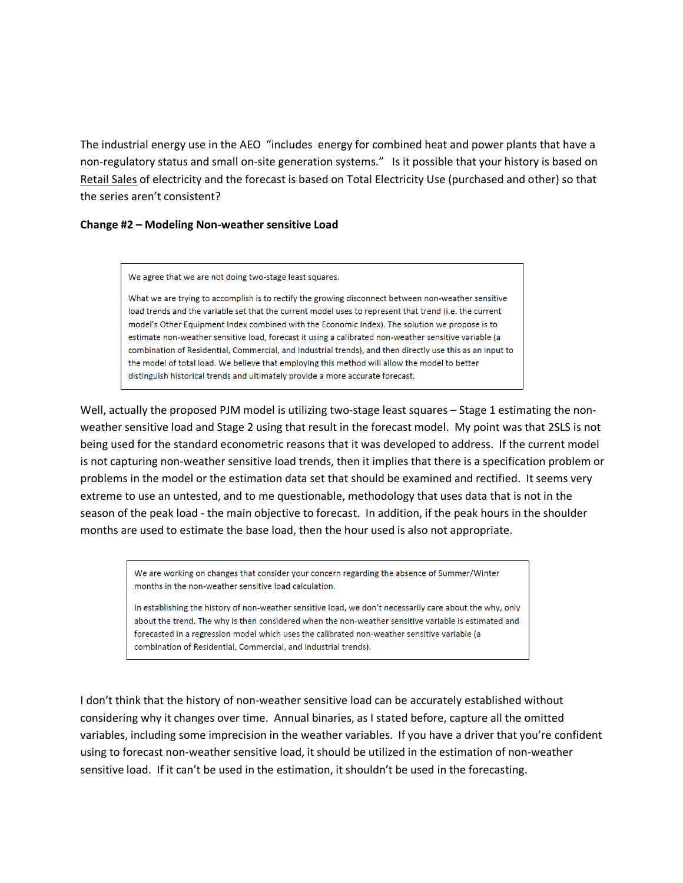The industrial energy use in the AEO "includes energy for combined heat and power plants that have a non-regulatory status and small on-site generation systems." Is it possible that your history is based on <u>Retail Sales</u> of electricity and the forecast is based on Total Electricity Use (purchased and other) so that the series aren't consistent?

**Change #2 – Modeling Non-weather sensitive Load**

> We agree that we are not doing two-stage least squares.
>
> What we are trying to accomplish is to rectify the growing disconnect between non-weather sensitive load trends and the variable set that the current model uses to represent that trend (i.e. the current model's Other Equipment Index combined with the Economic Index). The solution we propose is to estimate non-weather sensitive load, forecast it using a calibrated non-weather sensitive variable (a combination of Residential, Commercial, and Industrial trends), and then directly use this as an input to the model of total load. We believe that employing this method will allow the model to better distinguish historical trends and ultimately provide a more accurate forecast.

Well, actually the proposed PJM model is utilizing two-stage least squares – Stage 1 estimating the non-weather sensitive load and Stage 2 using that result in the forecast model. My point was that 2SLS is not being used for the standard econometric reasons that it was developed to address. If the current model is not capturing non-weather sensitive load trends, then it implies that there is a specification problem or problems in the model or the estimation data set that should be examined and rectified. It seems very extreme to use an untested, and to me questionable, methodology that uses data that is not in the season of the peak load - the main objective to forecast. In addition, if the peak hours in the shoulder months are used to estimate the base load, then the hour used is also not appropriate.

> We are working on changes that consider your concern regarding the absence of Summer/Winter months in the non-weather sensitive load calculation.
>
> In establishing the history of non-weather sensitive load, we don't necessarily care about the why, only about the trend. The why is then considered when the non-weather sensitive variable is estimated and forecasted in a regression model which uses the calibrated non-weather sensitive variable (a combination of Residential, Commercial, and Industrial trends).

I don't think that the history of non-weather sensitive load can be accurately established without considering why it changes over time. Annual binaries, as I stated before, capture all the omitted variables, including some imprecision in the weather variables. If you have a driver that you're confident using to forecast non-weather sensitive load, it should be utilized in the estimation of non-weather sensitive load. If it can't be used in the estimation, it shouldn't be used in the forecasting.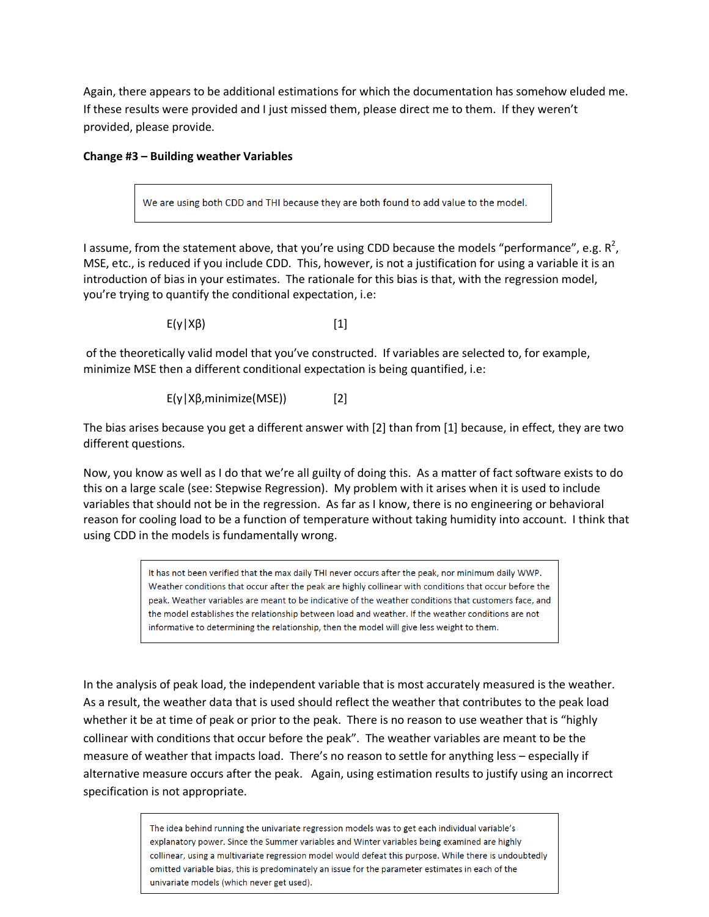Again, there appears to be additional estimations for which the documentation has somehow eluded me. If these results were provided and I just missed them, please direct me to them. If they weren't provided, please provide.

**Change #3 – Building weather Variables**

> We are using both CDD and THI because they are both found to add value to the model.

I assume, from the statement above, that you're using CDD because the models "performance", e.g. $R^2$, MSE, etc., is reduced if you include CDD. This, however, is not a justification for using a variable it is an introduction of bias in your estimates. The rationale for this bias is that, with the regression model, you're trying to quantify the conditional expectation, i.e:

$$E(y|X\beta) \qquad [1]$$

of the theoretically valid model that you've constructed. If variables are selected to, for example, minimize MSE then a different conditional expectation is being quantified, i.e:

$$E(y|X\beta,\text{minimize(MSE)}) \qquad [2]$$

The bias arises because you get a different answer with [2] than from [1] because, in effect, they are two different questions.

Now, you know as well as I do that we're all guilty of doing this. As a matter of fact software exists to do this on a large scale (see: Stepwise Regression). My problem with it arises when it is used to include variables that should not be in the regression. As far as I know, there is no engineering or behavioral reason for cooling load to be a function of temperature without taking humidity into account. I think that using CDD in the models is fundamentally wrong.

> It has not been verified that the max daily THI never occurs after the peak, nor minimum daily WWP. Weather conditions that occur after the peak are highly collinear with conditions that occur before the peak. Weather variables are meant to be indicative of the weather conditions that customers face, and the model establishes the relationship between load and weather. If the weather conditions are not informative to determining the relationship, then the model will give less weight to them.

In the analysis of peak load, the independent variable that is most accurately measured is the weather. As a result, the weather data that is used should reflect the weather that contributes to the peak load whether it be at time of peak or prior to the peak. There is no reason to use weather that is "highly collinear with conditions that occur before the peak". The weather variables are meant to be the measure of weather that impacts load. There's no reason to settle for anything less – especially if alternative measure occurs after the peak. Again, using estimation results to justify using an incorrect specification is not appropriate.

> The idea behind running the univariate regression models was to get each individual variable's explanatory power. Since the Summer variables and Winter variables being examined are highly collinear, using a multivariate regression model would defeat this purpose. While there is undoubtedly omitted variable bias, this is predominately an issue for the parameter estimates in each of the univariate models (which never get used).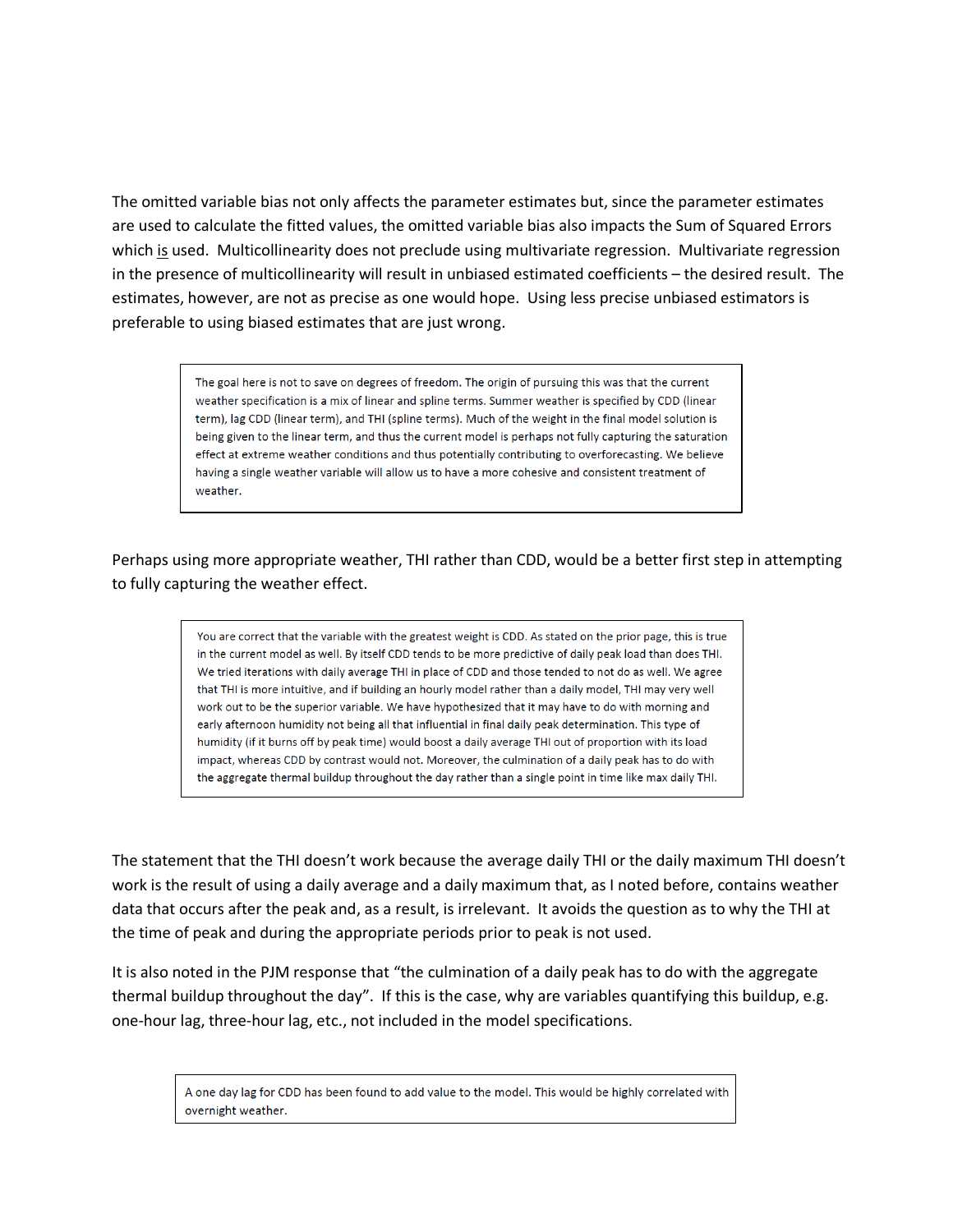The omitted variable bias not only affects the parameter estimates but, since the parameter estimates are used to calculate the fitted values, the omitted variable bias also impacts the Sum of Squared Errors which <u>is</u> used. Multicollinearity does not preclude using multivariate regression. Multivariate regression in the presence of multicollinearity will result in unbiased estimated coefficients – the desired result. The estimates, however, are not as precise as one would hope. Using less precise unbiased estimators is preferable to using biased estimates that are just wrong.

> The goal here is not to save on degrees of freedom. The origin of pursuing this was that the current weather specification is a mix of linear and spline terms. Summer weather is specified by CDD (linear term), lag CDD (linear term), and THI (spline terms). Much of the weight in the final model solution is being given to the linear term, and thus the current model is perhaps not fully capturing the saturation effect at extreme weather conditions and thus potentially contributing to overforecasting. We believe having a single weather variable will allow us to have a more cohesive and consistent treatment of weather.

Perhaps using more appropriate weather, THI rather than CDD, would be a better first step in attempting to fully capturing the weather effect.

> You are correct that the variable with the greatest weight is CDD. As stated on the prior page, this is true in the current model as well. By itself CDD tends to be more predictive of daily peak load than does THI. We tried iterations with daily average THI in place of CDD and those tended to not do as well. We agree that THI is more intuitive, and if building an hourly model rather than a daily model, THI may very well work out to be the superior variable. We have hypothesized that it may have to do with morning and early afternoon humidity not being all that influential in final daily peak determination. This type of humidity (if it burns off by peak time) would boost a daily average THI out of proportion with its load impact, whereas CDD by contrast would not. Moreover, the culmination of a daily peak has to do with the aggregate thermal buildup throughout the day rather than a single point in time like max daily THI.

The statement that the THI doesn't work because the average daily THI or the daily maximum THI doesn't work is the result of using a daily average and a daily maximum that, as I noted before, contains weather data that occurs after the peak and, as a result, is irrelevant. It avoids the question as to why the THI at the time of peak and during the appropriate periods prior to peak is not used.

It is also noted in the PJM response that "the culmination of a daily peak has to do with the aggregate thermal buildup throughout the day". If this is the case, why are variables quantifying this buildup, e.g. one-hour lag, three-hour lag, etc., not included in the model specifications.

> A one day lag for CDD has been found to add value to the model. This would be highly correlated with overnight weather.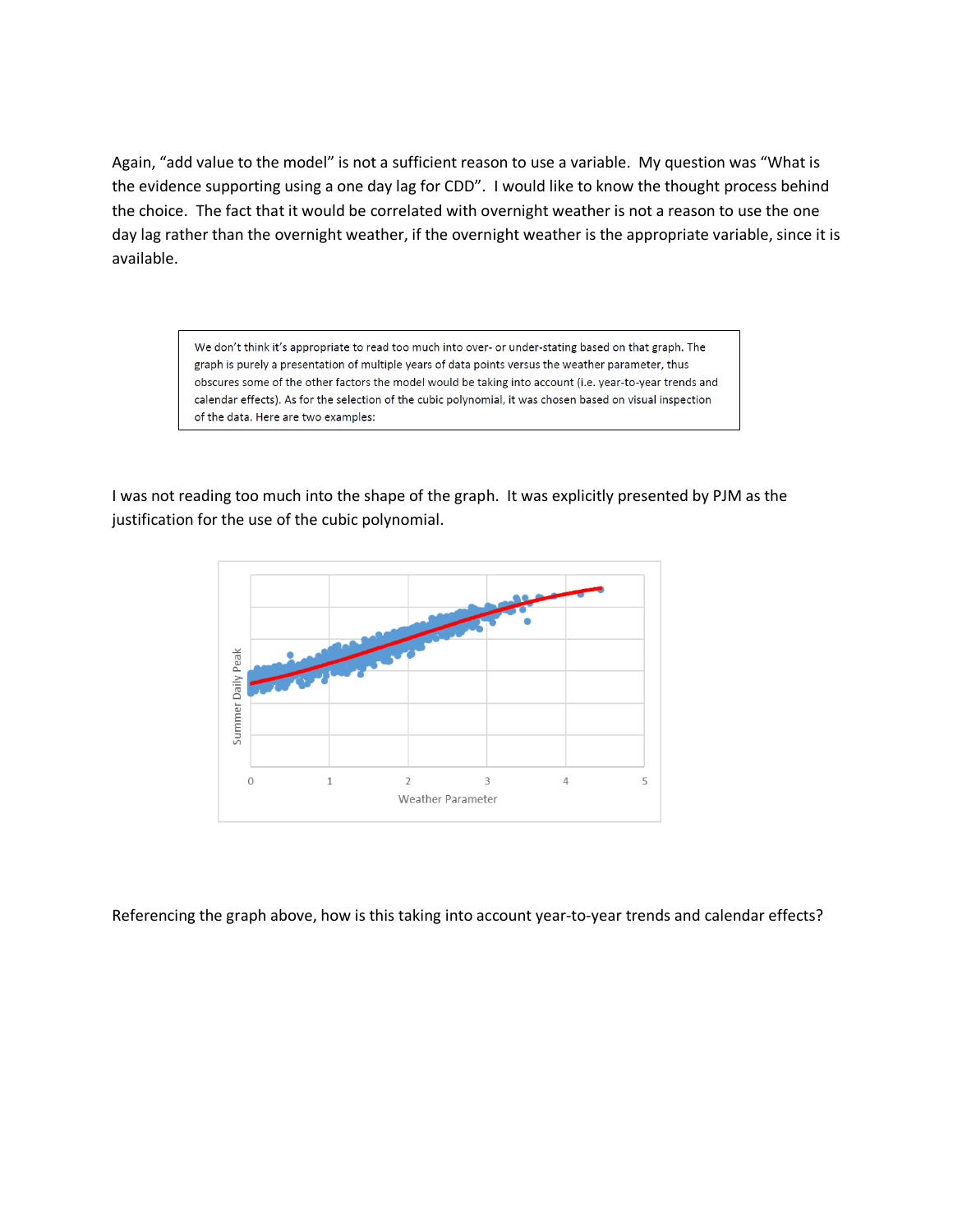Again, "add value to the model" is not a sufficient reason to use a variable. My question was "What is the evidence supporting using a one day lag for CDD". I would like to know the thought process behind the choice. The fact that it would be correlated with overnight weather is not a reason to use the one day lag rather than the overnight weather, if the overnight weather is the appropriate variable, since it is available.

> We don't think it's appropriate to read too much into over- or under-stating based on that graph. The graph is purely a presentation of multiple years of data points versus the weather parameter, thus obscures some of the other factors the model would be taking into account (i.e. year-to-year trends and calendar effects). As for the selection of the cubic polynomial, it was chosen based on visual inspection of the data. Here are two examples:

I was not reading too much into the shape of the graph. It was explicitly presented by PJM as the justification for the use of the cubic polynomial.

Summer Daily Peak

0
1
2
3
4
5

Weather Parameter

Referencing the graph above, how is this taking into account year-to-year trends and calendar effects?